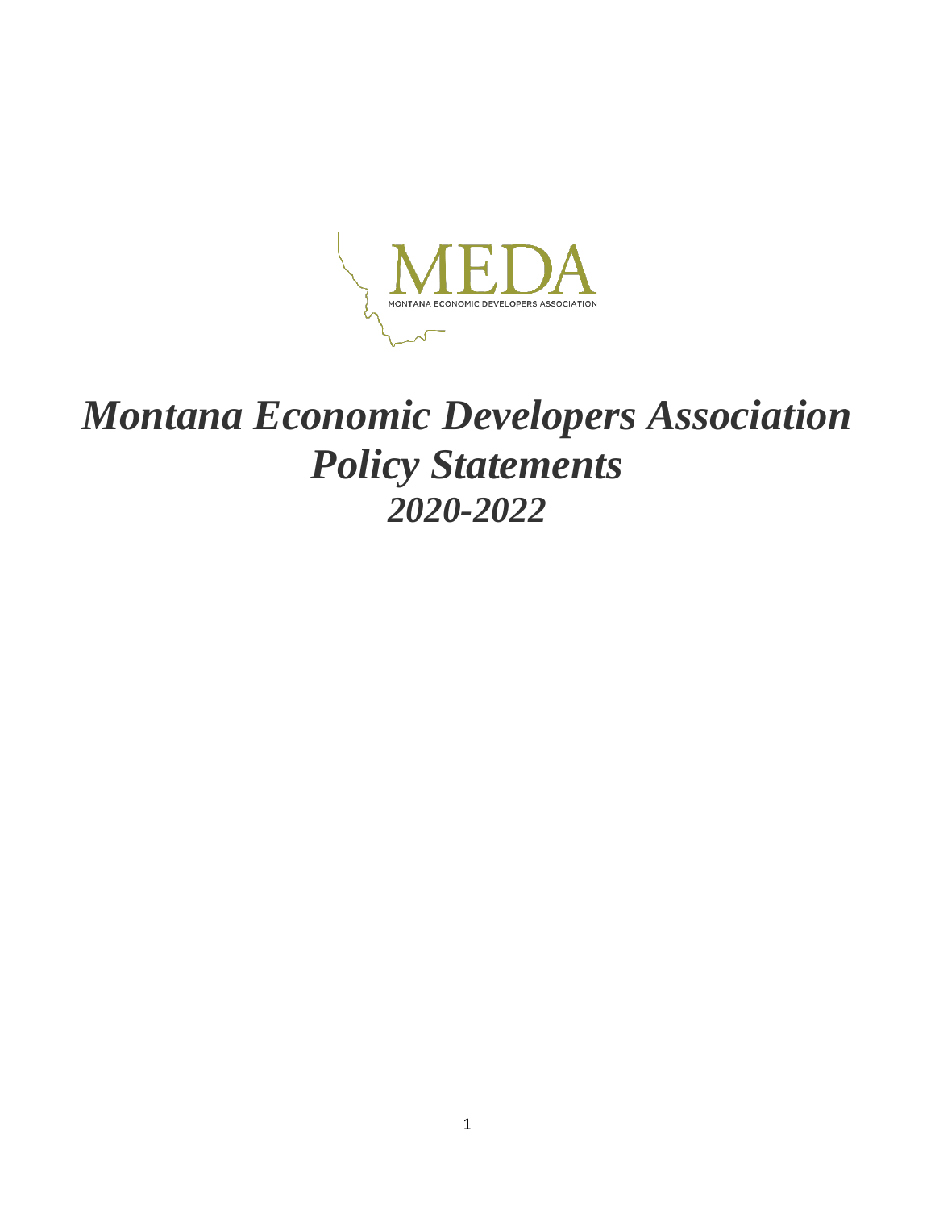MEDA

MONTANA ECONOMIC DEVELOPERS ASSOCIATION

# *Montana Economic Developers Association Policy Statements 2020-2022*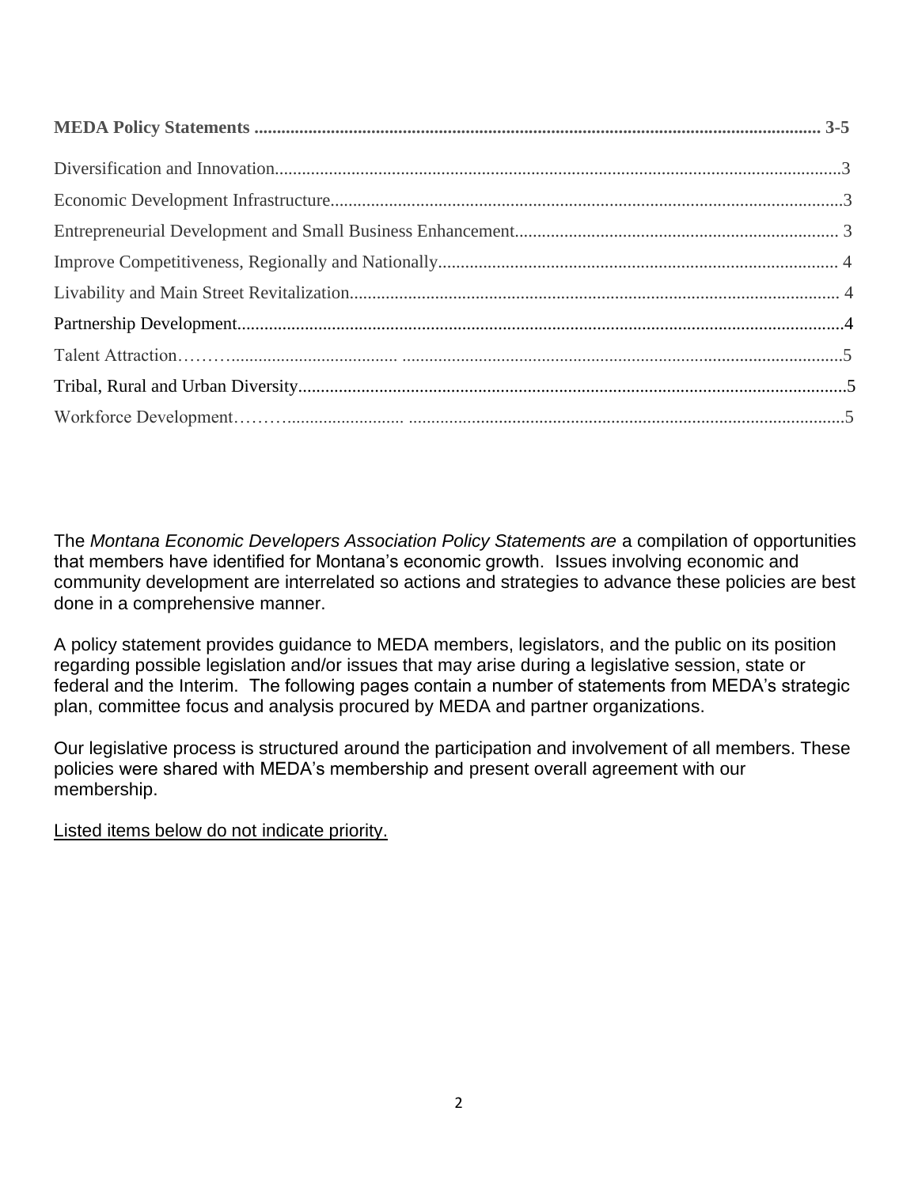**MEDA Policy Statements .............................................................................................................................. 3-5**

Diversification and Innovation.............................................................................................................................3

Economic Development Infrastructure.................................................................................................................3

Entrepreneurial Development and Small Business Enhancement....................................................................... 3

Improve Competitiveness, Regionally and Nationally......................................................................................... 4

Livability and Main Street Revitalization............................................................................................................ 4

Partnership Development......................................................................................................................................4

Talent Attraction………..................................... .................................................................................................5

Tribal, Rural and Urban Diversity.........................................................................................................................5

Workforce Development……......................... .................................................................................................5

The *Montana Economic Developers Association Policy Statements are* a compilation of opportunities that members have identified for Montana's economic growth. Issues involving economic and community development are interrelated so actions and strategies to advance these policies are best done in a comprehensive manner.

A policy statement provides guidance to MEDA members, legislators, and the public on its position regarding possible legislation and/or issues that may arise during a legislative session, state or federal and the Interim. The following pages contain a number of statements from MEDA's strategic plan, committee focus and analysis procured by MEDA and partner organizations.

Our legislative process is structured around the participation and involvement of all members. These policies were shared with MEDA's membership and present overall agreement with our membership.

<u>Listed items below do not indicate priority.</u>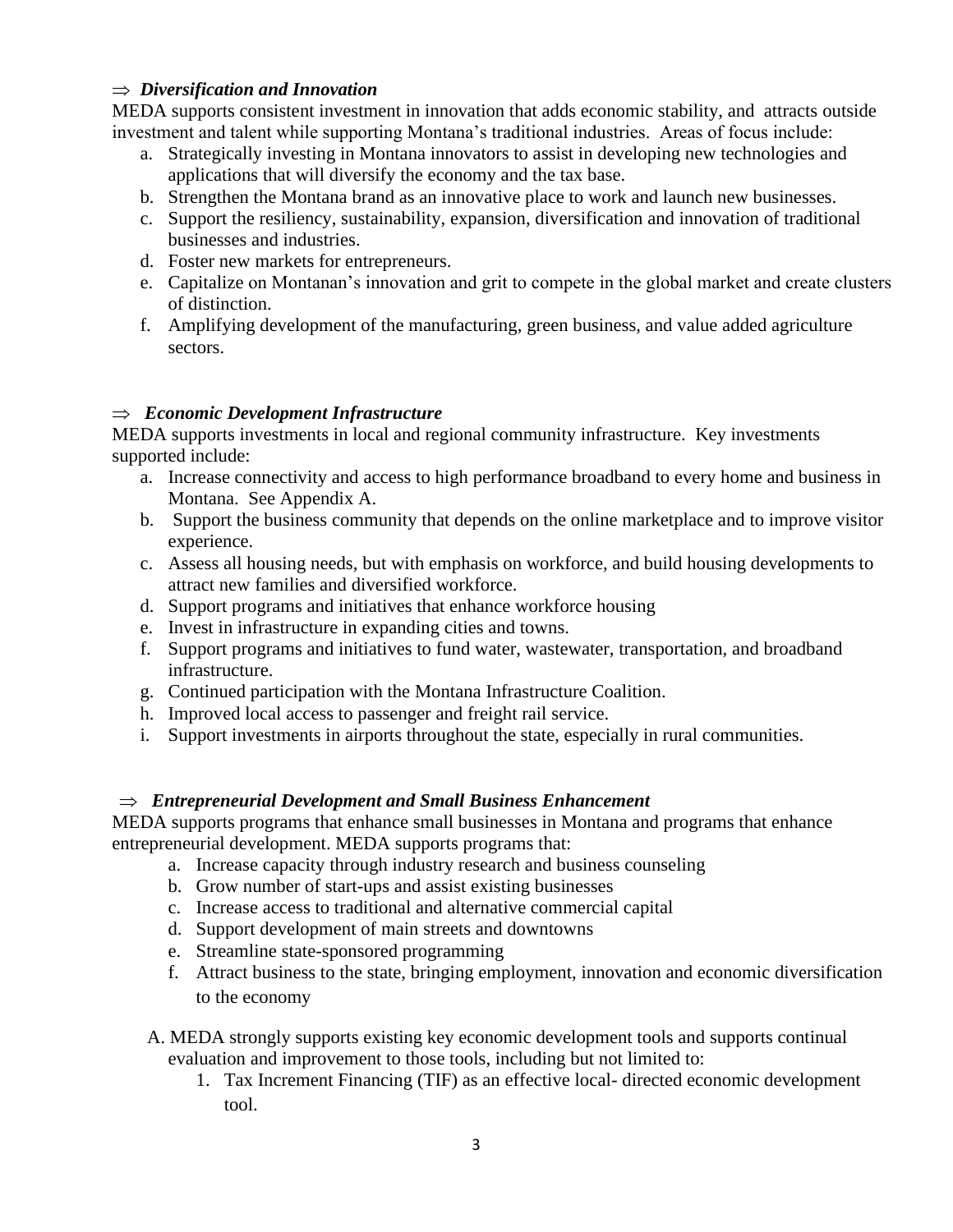### ⇒ *Diversification and Innovation*

MEDA supports consistent investment in innovation that adds economic stability, and attracts outside investment and talent while supporting Montana's traditional industries. Areas of focus include:

a. Strategically investing in Montana innovators to assist in developing new technologies and applications that will diversify the economy and the tax base.
b. Strengthen the Montana brand as an innovative place to work and launch new businesses.
c. Support the resiliency, sustainability, expansion, diversification and innovation of traditional businesses and industries.
d. Foster new markets for entrepreneurs.
e. Capitalize on Montanan's innovation and grit to compete in the global market and create clusters of distinction.
f. Amplifying development of the manufacturing, green business, and value added agriculture sectors.

### ⇒ *Economic Development Infrastructure*

MEDA supports investments in local and regional community infrastructure. Key investments supported include:

a. Increase connectivity and access to high performance broadband to every home and business in Montana. See Appendix A.
b. Support the business community that depends on the online marketplace and to improve visitor experience.
c. Assess all housing needs, but with emphasis on workforce, and build housing developments to attract new families and diversified workforce.
d. Support programs and initiatives that enhance workforce housing
e. Invest in infrastructure in expanding cities and towns.
f. Support programs and initiatives to fund water, wastewater, transportation, and broadband infrastructure.
g. Continued participation with the Montana Infrastructure Coalition.
h. Improved local access to passenger and freight rail service.
i. Support investments in airports throughout the state, especially in rural communities.

### ⇒ *Entrepreneurial Development and Small Business Enhancement*

MEDA supports programs that enhance small businesses in Montana and programs that enhance entrepreneurial development. MEDA supports programs that:

a. Increase capacity through industry research and business counseling
b. Grow number of start-ups and assist existing businesses
c. Increase access to traditional and alternative commercial capital
d. Support development of main streets and downtowns
e. Streamline state-sponsored programming
f. Attract business to the state, bringing employment, innovation and economic diversification to the economy

A. MEDA strongly supports existing key economic development tools and supports continual evaluation and improvement to those tools, including but not limited to:

1. Tax Increment Financing (TIF) as an effective local- directed economic development tool.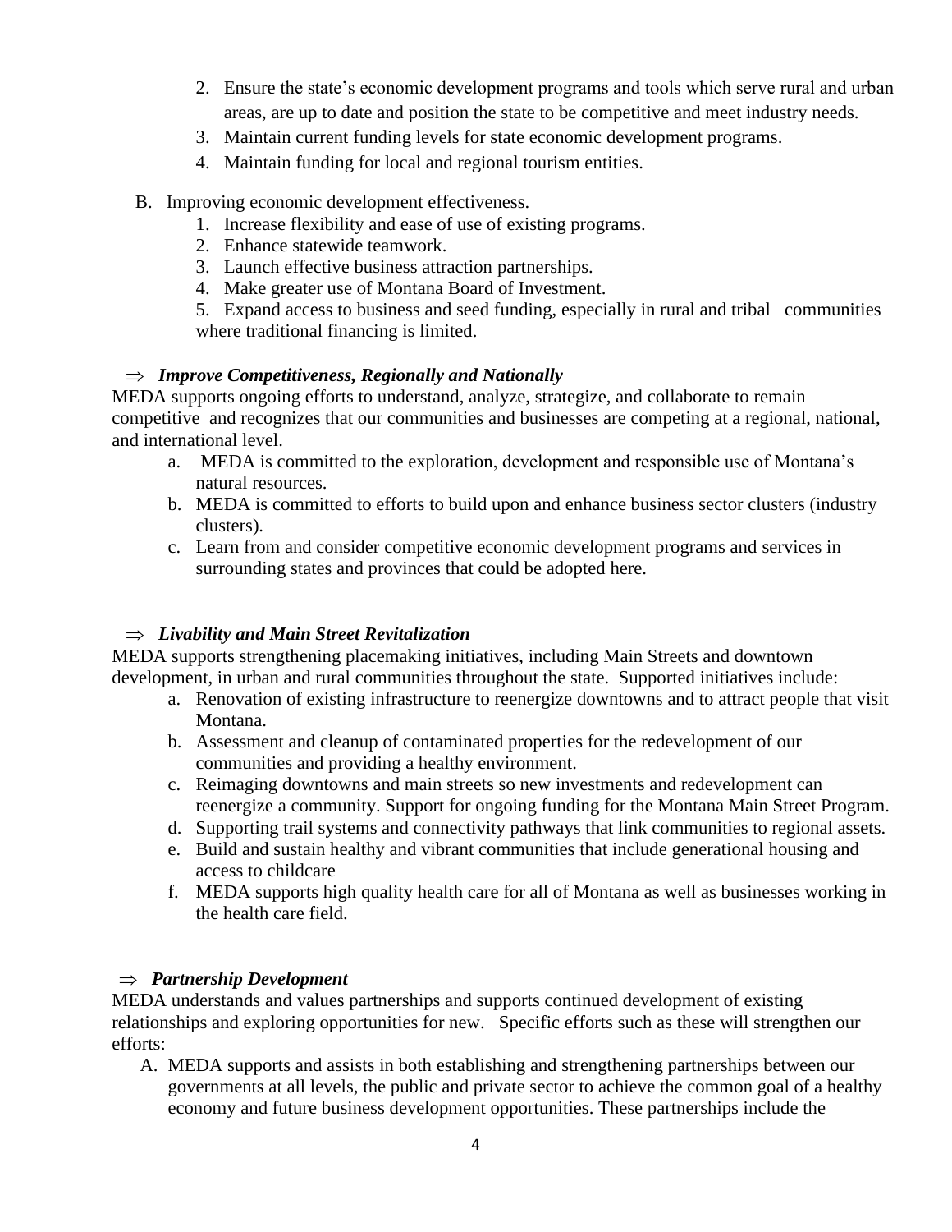2. Ensure the state's economic development programs and tools which serve rural and urban areas, are up to date and position the state to be competitive and meet industry needs.
3. Maintain current funding levels for state economic development programs.
4. Maintain funding for local and regional tourism entities.

B. Improving economic development effectiveness.
   1. Increase flexibility and ease of use of existing programs.
   2. Enhance statewide teamwork.
   3. Launch effective business attraction partnerships.
   4. Make greater use of Montana Board of Investment.
   5. Expand access to business and seed funding, especially in rural and tribal communities where traditional financing is limited.

⇒ ***Improve Competitiveness, Regionally and Nationally***

MEDA supports ongoing efforts to understand, analyze, strategize, and collaborate to remain competitive and recognizes that our communities and businesses are competing at a regional, national, and international level.

a. MEDA is committed to the exploration, development and responsible use of Montana's natural resources.
b. MEDA is committed to efforts to build upon and enhance business sector clusters (industry clusters).
c. Learn from and consider competitive economic development programs and services in surrounding states and provinces that could be adopted here.

⇒ ***Livability and Main Street Revitalization***

MEDA supports strengthening placemaking initiatives, including Main Streets and downtown development, in urban and rural communities throughout the state. Supported initiatives include:

a. Renovation of existing infrastructure to reenergize downtowns and to attract people that visit Montana.
b. Assessment and cleanup of contaminated properties for the redevelopment of our communities and providing a healthy environment.
c. Reimaging downtowns and main streets so new investments and redevelopment can reenergize a community. Support for ongoing funding for the Montana Main Street Program.
d. Supporting trail systems and connectivity pathways that link communities to regional assets.
e. Build and sustain healthy and vibrant communities that include generational housing and access to childcare
f. MEDA supports high quality health care for all of Montana as well as businesses working in the health care field.

⇒ ***Partnership Development***

MEDA understands and values partnerships and supports continued development of existing relationships and exploring opportunities for new. Specific efforts such as these will strengthen our efforts:

A. MEDA supports and assists in both establishing and strengthening partnerships between our governments at all levels, the public and private sector to achieve the common goal of a healthy economy and future business development opportunities. These partnerships include the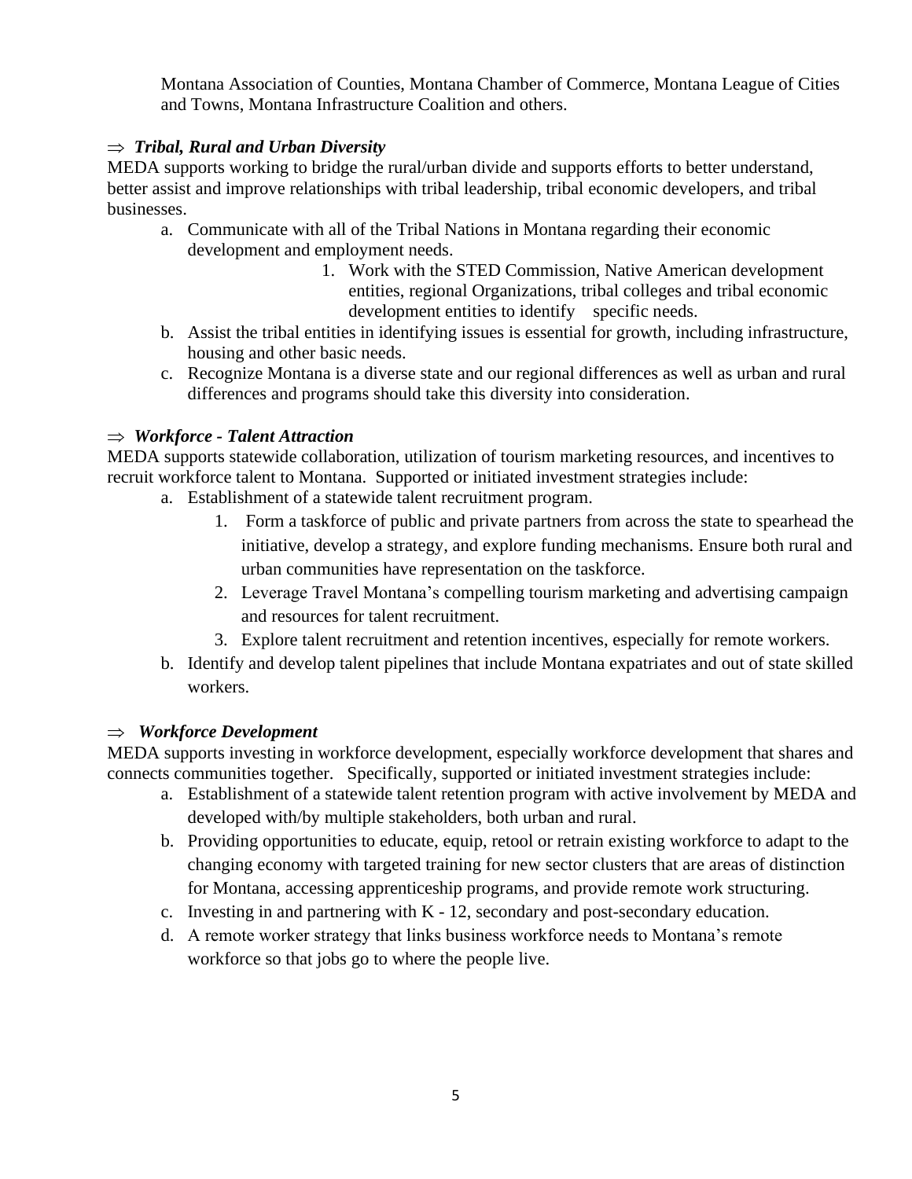Montana Association of Counties, Montana Chamber of Commerce, Montana League of Cities and Towns, Montana Infrastructure Coalition and others.

⇒ ***Tribal, Rural and Urban Diversity***

MEDA supports working to bridge the rural/urban divide and supports efforts to better understand, better assist and improve relationships with tribal leadership, tribal economic developers, and tribal businesses.

- a. Communicate with all of the Tribal Nations in Montana regarding their economic development and employment needs.
    1. Work with the STED Commission, Native American development entities, regional Organizations, tribal colleges and tribal economic development entities to identify specific needs.
- b. Assist the tribal entities in identifying issues is essential for growth, including infrastructure, housing and other basic needs.
- c. Recognize Montana is a diverse state and our regional differences as well as urban and rural differences and programs should take this diversity into consideration.

⇒ ***Workforce - Talent Attraction***

MEDA supports statewide collaboration, utilization of tourism marketing resources, and incentives to recruit workforce talent to Montana. Supported or initiated investment strategies include:

- a. Establishment of a statewide talent recruitment program.
    1. Form a taskforce of public and private partners from across the state to spearhead the initiative, develop a strategy, and explore funding mechanisms. Ensure both rural and urban communities have representation on the taskforce.
    2. Leverage Travel Montana's compelling tourism marketing and advertising campaign and resources for talent recruitment.
    3. Explore talent recruitment and retention incentives, especially for remote workers.
- b. Identify and develop talent pipelines that include Montana expatriates and out of state skilled workers.

⇒ ***Workforce Development***

MEDA supports investing in workforce development, especially workforce development that shares and connects communities together. Specifically, supported or initiated investment strategies include:

- a. Establishment of a statewide talent retention program with active involvement by MEDA and developed with/by multiple stakeholders, both urban and rural.
- b. Providing opportunities to educate, equip, retool or retrain existing workforce to adapt to the changing economy with targeted training for new sector clusters that are areas of distinction for Montana, accessing apprenticeship programs, and provide remote work structuring.
- c. Investing in and partnering with K - 12, secondary and post-secondary education.
- d. A remote worker strategy that links business workforce needs to Montana's remote workforce so that jobs go to where the people live.